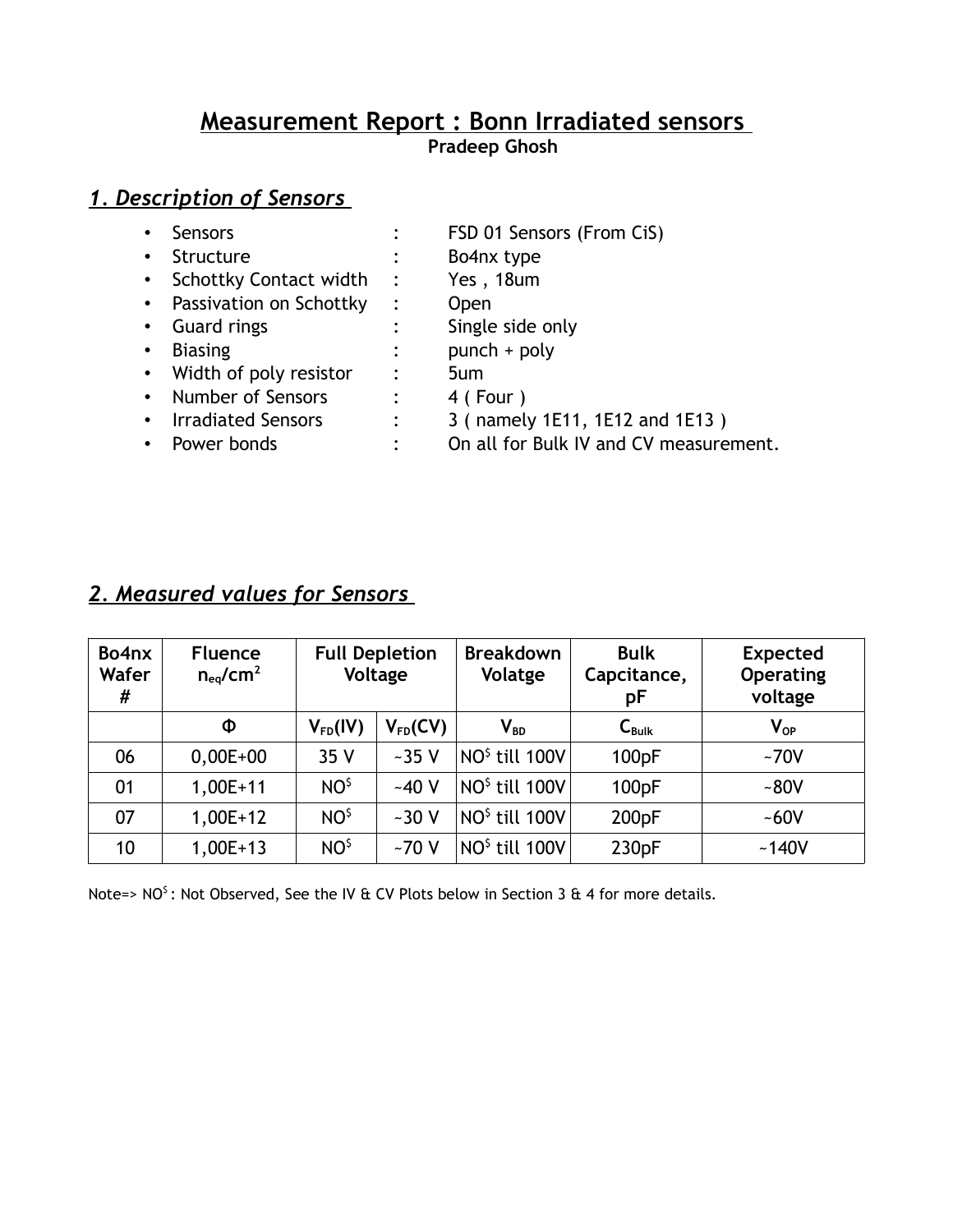# Measurement Report : Bonn Irradiated sensors

**Pradeep Ghosh**

## *1. Description of Sensors*

- Sensors : FSD 01 Sensors (From CiS)
- Structure : Bo4nx type
- Schottky Contact width : Yes , 18um
- Passivation on Schottky : Open
- Guard rings : Single side only
- Biasing : punch + poly
- Width of poly resistor : 5um
- Number of Sensors : 4 ( Four )
- Irradiated Sensors : 3 ( namely 1E11, 1E12 and 1E13 )
- Power bonds : On all for Bulk IV and CV measurement.

## *2. Measured values for Sensors*

| Bo4nx Wafer # | Fluence $n_{eq}/cm^2$ | Full Depletion Voltage | | Breakdown Volatge | Bulk Capcitance, pF | Expected Operating voltage |
|---|---|---|---|---|---|---|
| | $\Phi$ | $V_{FD}(IV)$ | $V_{FD}(CV)$ | $V_{BD}$ | $C_{Bulk}$ | $V_{OP}$ |
| 06 | 0,00E+00 | 35 V | ~35 V | NO$^{\$}$ till 100V | 100pF | ~70V |
| 01 | 1,00E+11 | NO$^{\$}$ | ~40 V | NO$^{\$}$ till 100V | 100pF | ~80V |
| 07 | 1,00E+12 | NO$^{\$}$ | ~30 V | NO$^{\$}$ till 100V | 200pF | ~60V |
| 10 | 1,00E+13 | NO$^{\$}$ | ~70 V | NO$^{\$}$ till 100V | 230pF | ~140V |

Note=> NO$^{\$}$ : Not Observed, See the IV & CV Plots below in Section 3 & 4 for more details.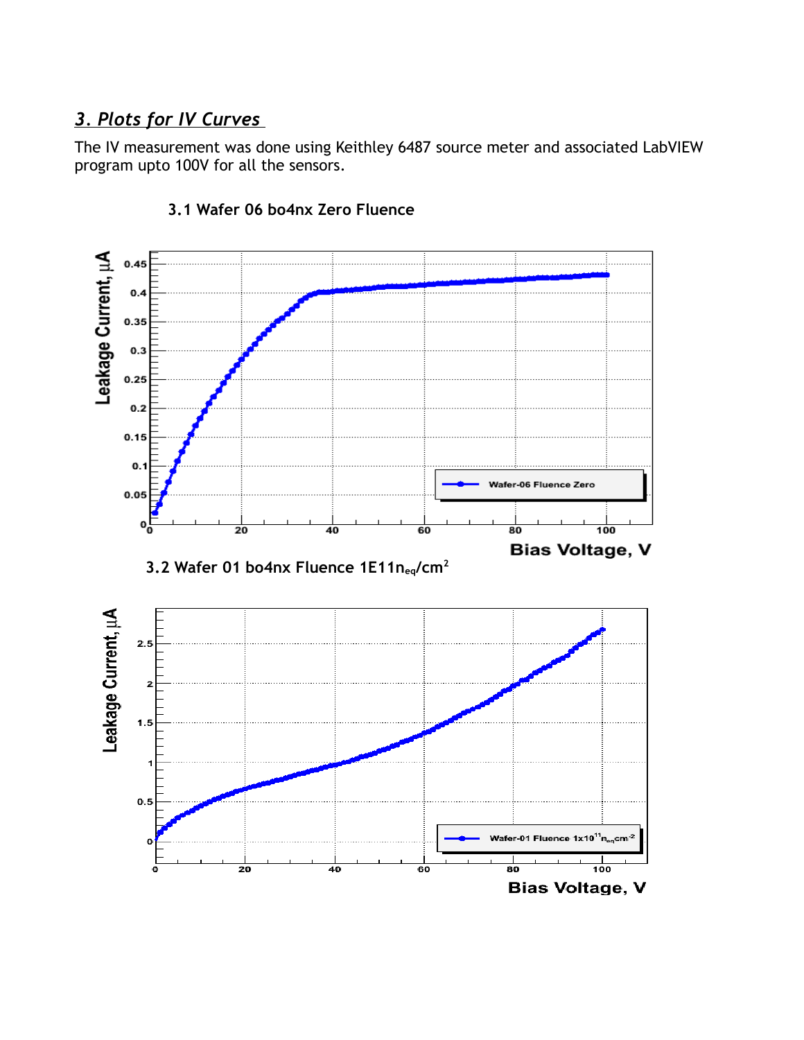## *3. Plots for IV Curves*

The IV measurement was done using Keithley 6487 source meter and associated LabVIEW program upto 100V for all the sensors.

### 3.1 Wafer 06 bo4nx Zero Fluence

### 3.2 Wafer 01 bo4nx Fluence 1E11$n_{eq}/cm^2$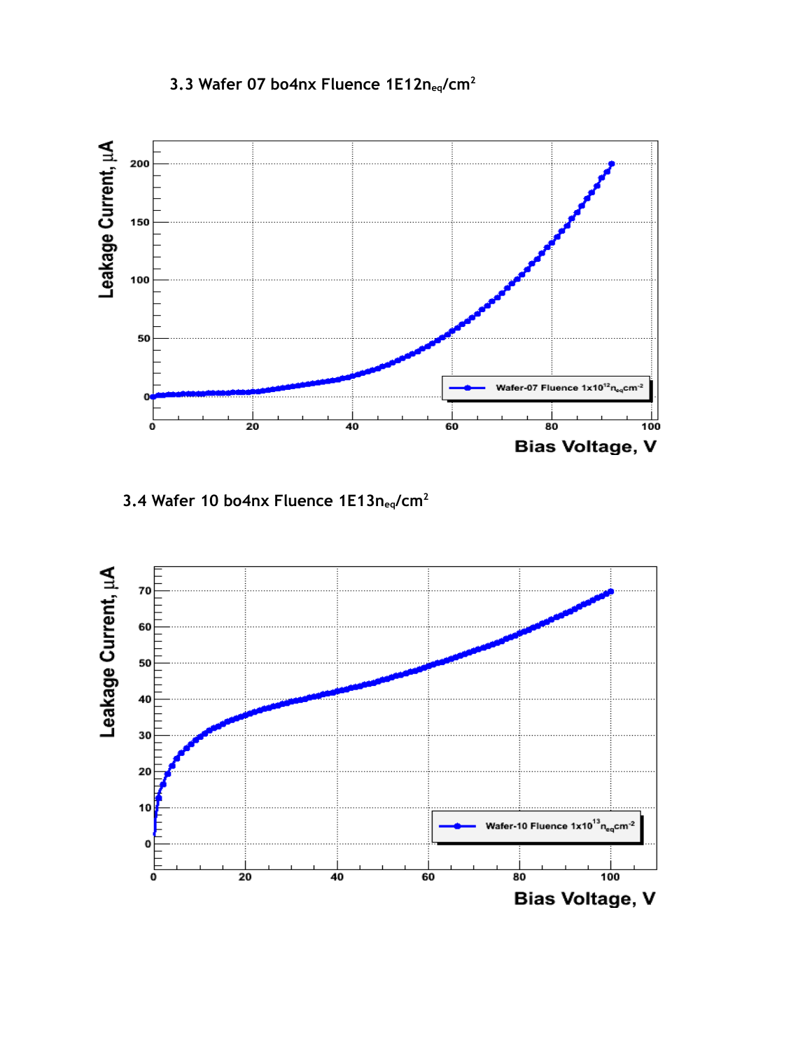### 3.3 Wafer 07 bo4nx Fluence 1E12$n_{eq}$/$cm^2$

### 3.4 Wafer 10 bo4nx Fluence 1E13$n_{eq}$/$cm^2$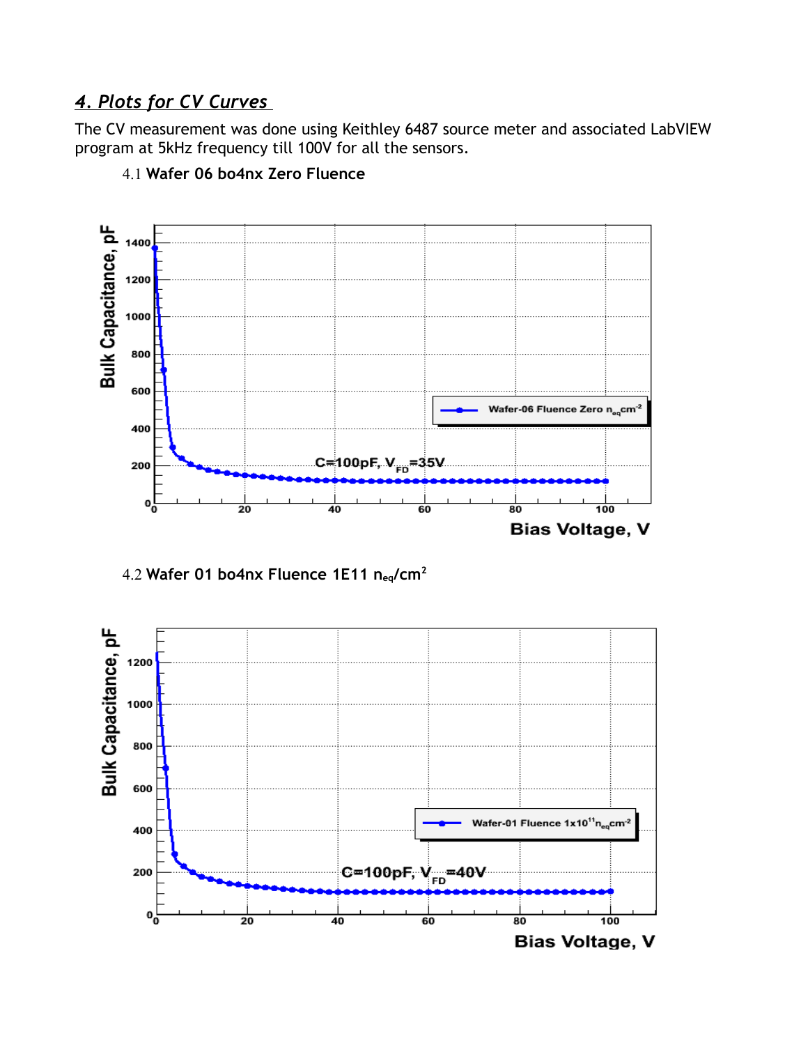## *4. Plots for CV Curves*

The CV measurement was done using Keithley 6487 source meter and associated LabVIEW program at 5kHz frequency till 100V for all the sensors.

### 4.1 Wafer 06 bo4nx Zero Fluence

### 4.2 Wafer 01 bo4nx Fluence 1E11 $n_{eq}/cm^2$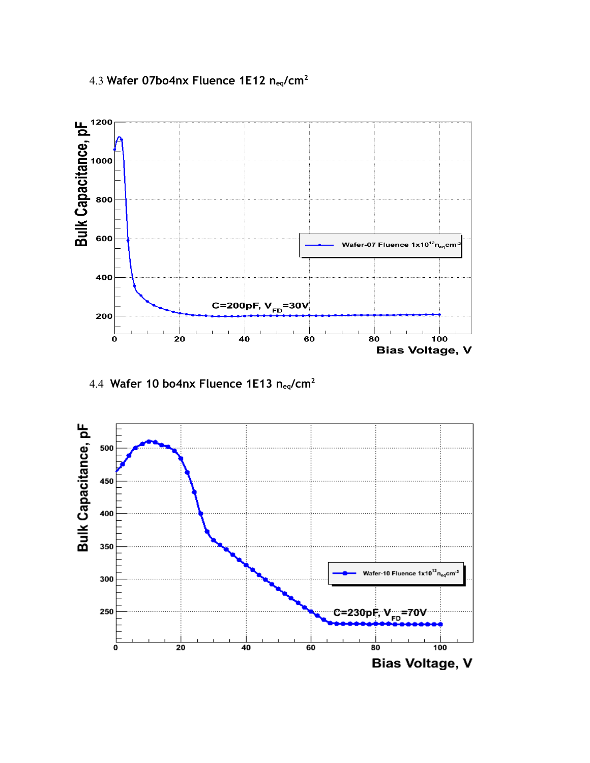### 4.3 Wafer 07bo4nx Fluence 1E12 $n_{eq}/cm^2$

Bulk Capacitance, pF

1200
1000
800
600
400
200

0 20 40 60 80 100

Bias Voltage, V

Wafer-07 Fluence $1x10^{12}n_{eq}cm^{-2}$

C=200pF, $V_{FD}$=30V

### 4.4 Wafer 10 bo4nx Fluence 1E13 $n_{eq}/cm^2$

Bulk Capacitance, pF

500
450
400
350
300
250

0 20 40 60 80 100

Bias Voltage, V

Wafer-10 Fluence $1x10^{13}n_{eq}cm^{-2}$

C=230pF, $V_{FD}$=70V